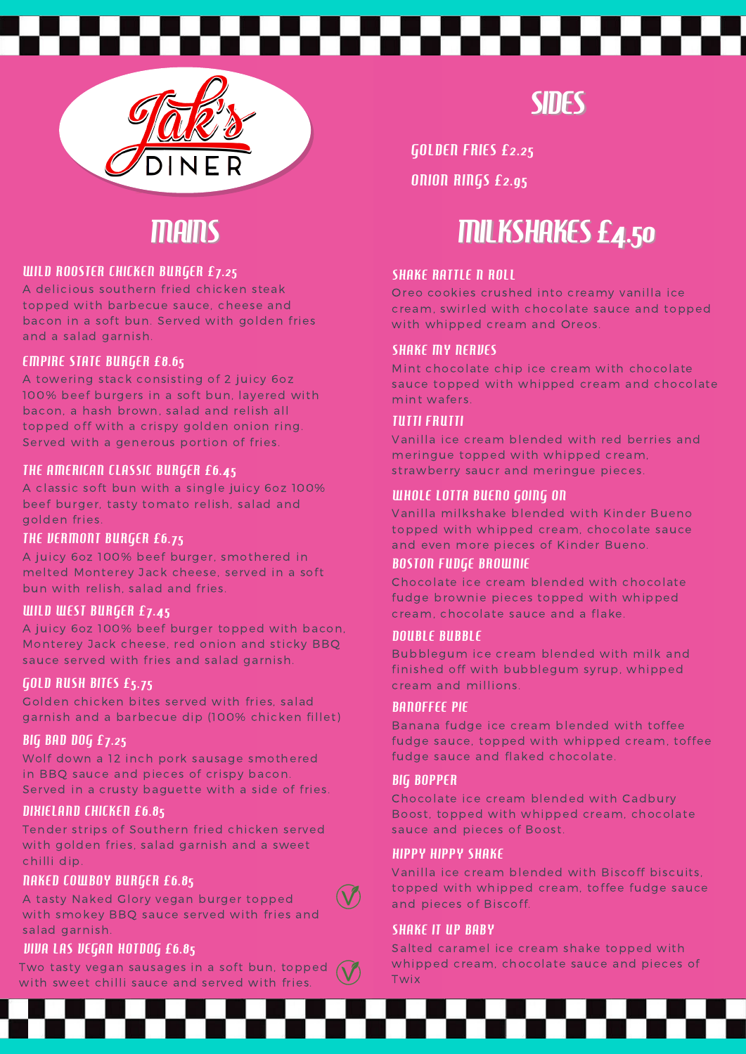# Jak's DINER

## MAINS

### WILD ROOSTER CHICKEN BURGER £7.25

A delicious southern fried chicken steak topped with barbecue sauce, cheese and bacon in a soft bun. Served with golden fries and a salad garnish.

### EMPIRE STATE BURGER £8.65

A towering stack consisting of 2 juicy 6oz 100% beef burgers in a soft bun, layered with bacon, a hash brown, salad and relish all topped off with a crispy golden onion ring. Served with a generous portion of fries.

### THE AMERICAN CLASSIC BURGER £6.45

A classic soft bun with a single juicy 6oz 100% beef burger, tasty tomato relish, salad and golden fries.

### THE VERMONT BURGER £6.75

A juicy 6oz 100% beef burger, smothered in melted Monterey Jack cheese, served in a soft bun with relish, salad and fries.

### WILD WEST BURGER £7.45

A juicy 6oz 100% beef burger topped with bacon, Monterey Jack cheese, red onion and sticky BBQ sauce served with fries and salad garnish.

### GOLD RUSH BITES £5.75

Golden chicken bites served with fries, salad garnish and a barbecue dip (100% chicken fillet)

### BIG BAD DOG £7.25

Wolf down a 12 inch pork sausage smothered in BBQ sauce and pieces of crispy bacon. Served in a crusty baguette with a side of fries.

### DIXIELAND CHICKEN £6.85

Tender strips of Southern fried chicken served with golden fries, salad garnish and a sweet chilli dip.

### NAKED COWBOY BURGER £6.85 (V)

A tasty Naked Glory vegan burger topped with smokey BBQ sauce served with fries and salad garnish.

### VIVA LAS VEGAN HOTDOG £6.85 (V)

Two tasty vegan sausages in a soft bun, topped with sweet chilli sauce and served with fries.

## SIDES

GOLDEN FRIES £2.25

ONION RINGS £2.95

## MILKSHAKES £4.50

### SHAKE RATTLE N ROLL

Oreo cookies crushed into creamy vanilla ice cream, swirled with chocolate sauce and topped with whipped cream and Oreos.

### SHAKE MY NERVES

Mint chocolate chip ice cream with chocolate sauce topped with whipped cream and chocolate mint wafers.

### TUTTI FRUTTI

Vanilla ice cream blended with red berries and meringue topped with whipped cream, strawberry saucr and meringue pieces.

### WHOLE LOTTA BUENO GOING ON

Vanilla milkshake blended with Kinder Bueno topped with whipped cream, chocolate sauce and even more pieces of Kinder Bueno.

### BOSTON FUDGE BROWNIE

Chocolate ice cream blended with chocolate fudge brownie pieces topped with whipped cream, chocolate sauce and a flake.

### DOUBLE BUBBLE

Bubblegum ice cream blended with milk and finished off with bubblegum syrup, whipped cream and millions.

### BANOFFEE PIE

Banana fudge ice cream blended with toffee fudge sauce, topped with whipped cream, toffee fudge sauce and flaked chocolate.

### BIG BOPPER

Chocolate ice cream blended with Cadbury Boost, topped with whipped cream, chocolate sauce and pieces of Boost.

### HIPPY HIPPY SHAKE

Vanilla ice cream blended with Biscoff biscuits, topped with whipped cream, toffee fudge sauce and pieces of Biscoff.

### SHAKE IT UP BABY

Salted caramel ice cream shake topped with whipped cream, chocolate sauce and pieces of Twix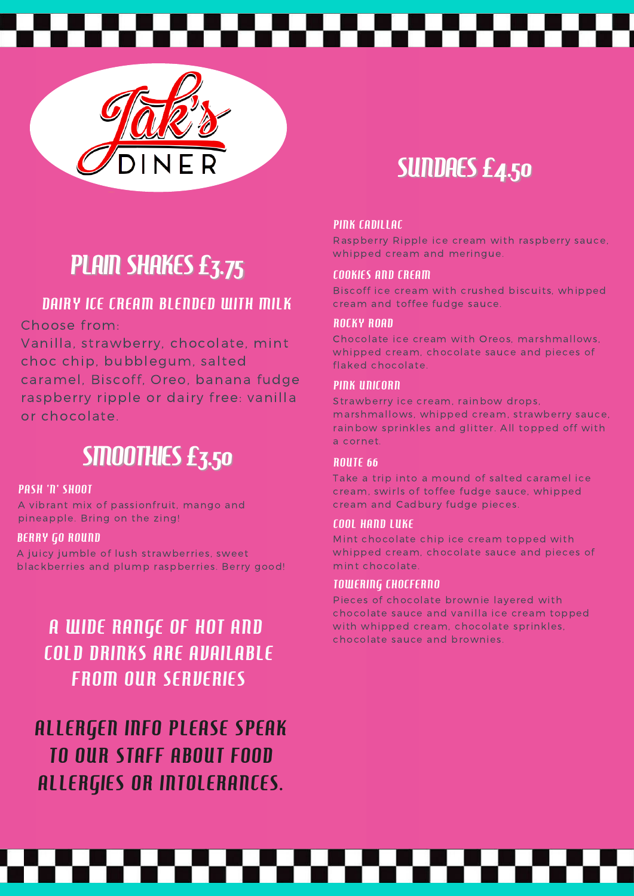Jak's DINER

## PLAIN SHAKES £3.75

### DAIRY ICE CREAM BLENDED WITH MILK

Choose from:
Vanilla, strawberry, chocolate, mint choc chip, bubblegum, salted caramel, Biscoff, Oreo, banana fudge raspberry ripple or dairy free: vanilla or chocolate.

## SMOOTHIES £3.50

### PASH 'N' SHOOT

A vibrant mix of passionfruit, mango and pineapple. Bring on the zing!

### BERRY GO ROUND

A juicy jumble of lush strawberries, sweet blackberries and plump raspberries. Berry good!

**A WIDE RANGE OF HOT AND COLD DRINKS ARE AVAILABLE FROM OUR SERVERIES**

**ALLERGEN INFO PLEASE SPEAK TO OUR STAFF ABOUT FOOD ALLERGIES OR INTOLERANCES.**

## SUNDAES £4.50

### PINK CADILLAC

Raspberry Ripple ice cream with raspberry sauce, whipped cream and meringue.

### COOKIES AND CREAM

Biscoff ice cream with crushed biscuits, whipped cream and toffee fudge sauce.

### ROCKY ROAD

Chocolate ice cream with Oreos, marshmallows, whipped cream, chocolate sauce and pieces of flaked chocolate.

### PINK UNICORN

Strawberry ice cream, rainbow drops, marshmallows, whipped cream, strawberry sauce, rainbow sprinkles and glitter. All topped off with a cornet.

### ROUTE 66

Take a trip into a mound of salted caramel ice cream, swirls of toffee fudge sauce, whipped cream and Cadbury fudge pieces.

### COOL HAND LUKE

Mint chocolate chip ice cream topped with whipped cream, chocolate sauce and pieces of mint chocolate.

### TOWERING CHOCFERNO

Pieces of chocolate brownie layered with chocolate sauce and vanilla ice cream topped with whipped cream, chocolate sprinkles, chocolate sauce and brownies.